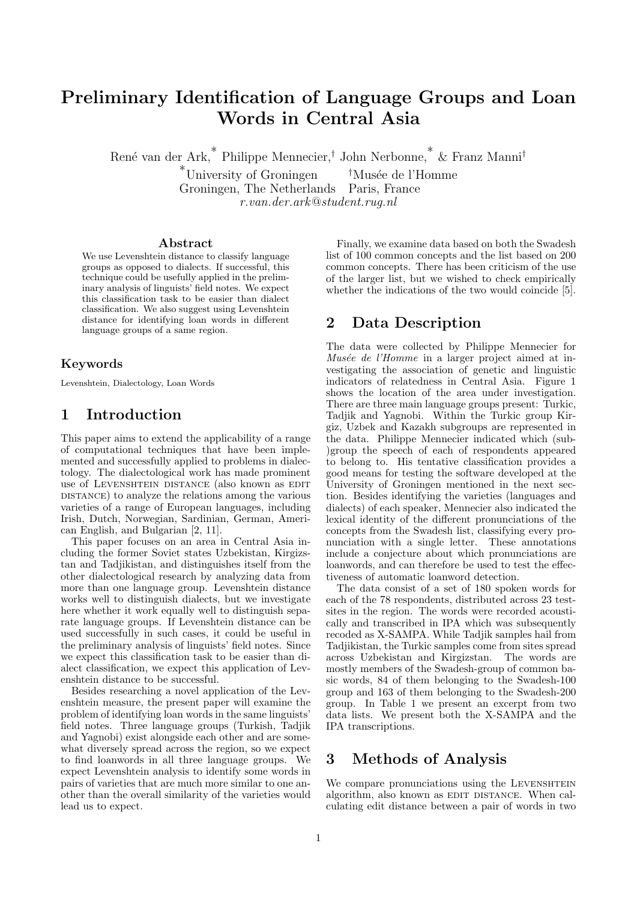# Preliminary Identification of Language Groups and Loan Words in Central Asia

René van der Ark,[*] Philippe Mennecier,[†] John Nerbonne,[*] & Franz Manni[†]

[*]University of Groningen — [†]Musée de l'Homme

Groningen, The Netherlands — Paris, France

*r.van.der.ark@student.rug.nl*

## Abstract

We use Levenshtein distance to classify language groups as opposed to dialects. If successful, this technique could be usefully applied in the preliminary analysis of linguists' field notes. We expect this classification task to be easier than dialect classification. We also suggest using Levenshtein distance for identifying loan words in different language groups of a same region.

### Keywords

Levenshtein, Dialectology, Loan Words

## 1 Introduction

This paper aims to extend the applicability of a range of computational techniques that have been implemented and successfully applied to problems in dialectology. The dialectological work has made prominent use of Levenshtein distance (also known as edit distance) to analyze the relations among the various varieties of a range of European languages, including Irish, Dutch, Norwegian, Sardinian, German, American English, and Bulgarian [2, 11].

This paper focuses on an area in Central Asia including the former Soviet states Uzbekistan, Kirgizstan and Tadjikistan, and distinguishes itself from the other dialectological research by analyzing data from more than one language group. Levenshtein distance works well to distinguish dialects, but we investigate here whether it work equally well to distinguish separate language groups. If Levenshtein distance can be used successfully in such cases, it could be useful in the preliminary analysis of linguists' field notes. Since we expect this classification task to be easier than dialect classification, we expect this application of Levenshtein distance to be successful.

Besides researching a novel application of the Levenshtein measure, the present paper will examine the problem of identifying loan words in the same linguists' field notes. Three language groups (Turkish, Tadjik and Yagnobi) exist alongside each other and are somewhat diversely spread across the region, so we expect to find loanwords in all three language groups. We expect Levenshtein analysis to identify some words in pairs of varieties that are much more similar to one another than the overall similarity of the varieties would lead us to expect.

Finally, we examine data based on both the Swadesh list of 100 common concepts and the list based on 200 common concepts. There has been criticism of the use of the larger list, but we wished to check empirically whether the indications of the two would coincide [5].

## 2 Data Description

The data were collected by Philippe Mennecier for *Musée de l'Homme* in a larger project aimed at investigating the association of genetic and linguistic indicators of relatedness in Central Asia. Figure 1 shows the location of the area under investigation. There are three main language groups present: Turkic, Tadjik and Yagnobi. Within the Turkic group Kirgiz, Uzbek and Kazakh subgroups are represented in the data. Philippe Mennecier indicated which (sub-)group the speech of each of respondents appeared to belong to. His tentative classification provides a good means for testing the software developed at the University of Groningen mentioned in the next section. Besides identifying the varieties (languages and dialects) of each speaker, Mennecier also indicated the lexical identity of the different pronunciations of the concepts from the Swadesh list, classifying every pronunciation with a single letter. These annotations include a conjecture about which pronunciations are loanwords, and can therefore be used to test the effectiveness of automatic loanword detection.

The data consist of a set of 180 spoken words for each of the 78 respondents, distributed across 23 test-sites in the region. The words were recorded acoustically and transcribed in IPA which was subsequently recoded as X-SAMPA. While Tadjik samples hail from Tadjikistan, the Turkic samples come from sites spread across Uzbekistan and Kirgizstan. The words are mostly members of the Swadesh-group of common basic words, 84 of them belonging to the Swadesh-100 group and 163 of them belonging to the Swadesh-200 group. In Table 1 we present an excerpt from two data lists. We present both the X-SAMPA and the IPA transcriptions.

## 3 Methods of Analysis

We compare pronunciations using the Levenshtein algorithm, also known as edit distance. When calculating edit distance between a pair of words in two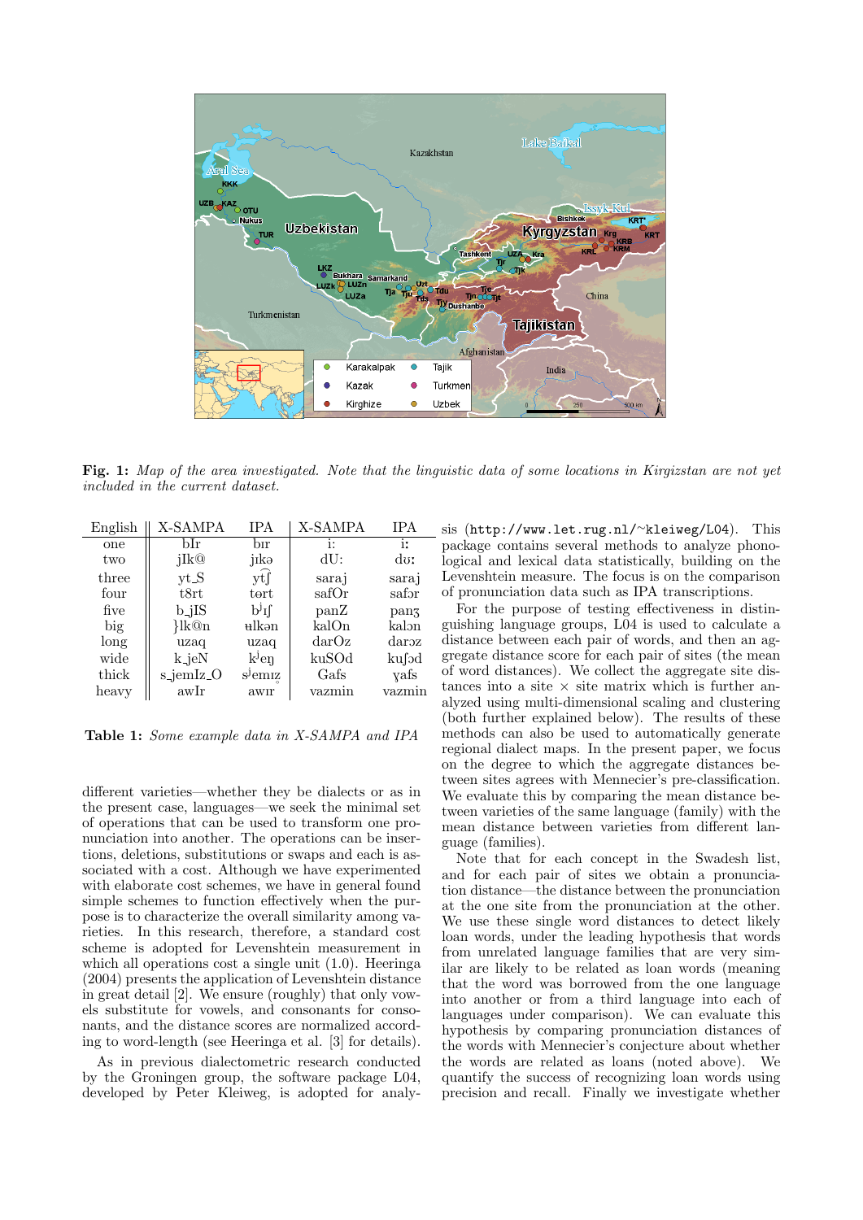**Fig. 1:** *Map of the area investigated. Note that the linguistic data of some locations in Kirgizstan are not yet included in the current dataset.*

| English | X-SAMPA | IPA | X-SAMPA | IPA |
|---|---|---|---|---|
| one | bIr | bɪr | i: | iː |
| two | jIk@ | jɪkə | dU: | dʊː |
| three | yt_S | yt͡ʃ | saraj | saraj |
| four | t8rt | tɵrt | safOr | safɔr |
| five | b_jIS | bʲɪʃ | panZ | panʒ |
| big | }lk@n | ʉlkən | kalOn | kalɔn |
| long | uzaq | uzaq | darOz | darɔz |
| wide | k_jeN | kʲeŋ | kuSOd | kuʃɔd |
| thick | s_jemIz_O | sʲemɪz̥ | Gafs | ɣafs |
| heavy | awIr | awɪr | vazmin | vazmin |

**Table 1:** *Some example data in X-SAMPA and IPA*

different varieties—whether they be dialects or as in the present case, languages—we seek the minimal set of operations that can be used to transform one pronunciation into another. The operations can be insertions, deletions, substitutions or swaps and each is associated with a cost. Although we have experimented with elaborate cost schemes, we have in general found simple schemes to function effectively when the purpose is to characterize the overall similarity among varieties. In this research, therefore, a standard cost scheme is adopted for Levenshtein measurement in which all operations cost a single unit (1.0). Heeringa (2004) presents the application of Levenshtein distance in great detail [2]. We ensure (roughly) that only vowels substitute for vowels, and consonants for consonants, and the distance scores are normalized according to word-length (see Heeringa et al. [3] for details).

As in previous dialectometric research conducted by the Groningen group, the software package L04, developed by Peter Kleiweg, is adopted for analysis (http://www.let.rug.nl/~kleiweg/L04). This package contains several methods to analyze phonological and lexical data statistically, building on the Levenshtein measure. The focus is on the comparison of pronunciation data such as IPA transcriptions.

For the purpose of testing effectiveness in distinguishing language groups, L04 is used to calculate a distance between each pair of words, and then an aggregate distance score for each pair of sites (the mean of word distances). We collect the aggregate site distances into a site × site matrix which is further analyzed using multi-dimensional scaling and clustering (both further explained below). The results of these methods can also be used to automatically generate regional dialect maps. In the present paper, we focus on the degree to which the aggregate distances between sites agrees with Mennecier's pre-classification. We evaluate this by comparing the mean distance between varieties of the same language (family) with the mean distance between varieties from different language (families).

Note that for each concept in the Swadesh list, and for each pair of sites we obtain a pronunciation distance—the distance between the pronunciation at the one site from the pronunciation at the other. We use these single word distances to detect likely loan words, under the leading hypothesis that words from unrelated language families that are very similar are likely to be related as loan words (meaning that the word was borrowed from the one language into another or from a third language into each of languages under comparison). We can evaluate this hypothesis by comparing pronunciation distances of the words with Mennecier's conjecture about whether the words are related as loans (noted above). We quantify the success of recognizing loan words using precision and recall. Finally we investigate whether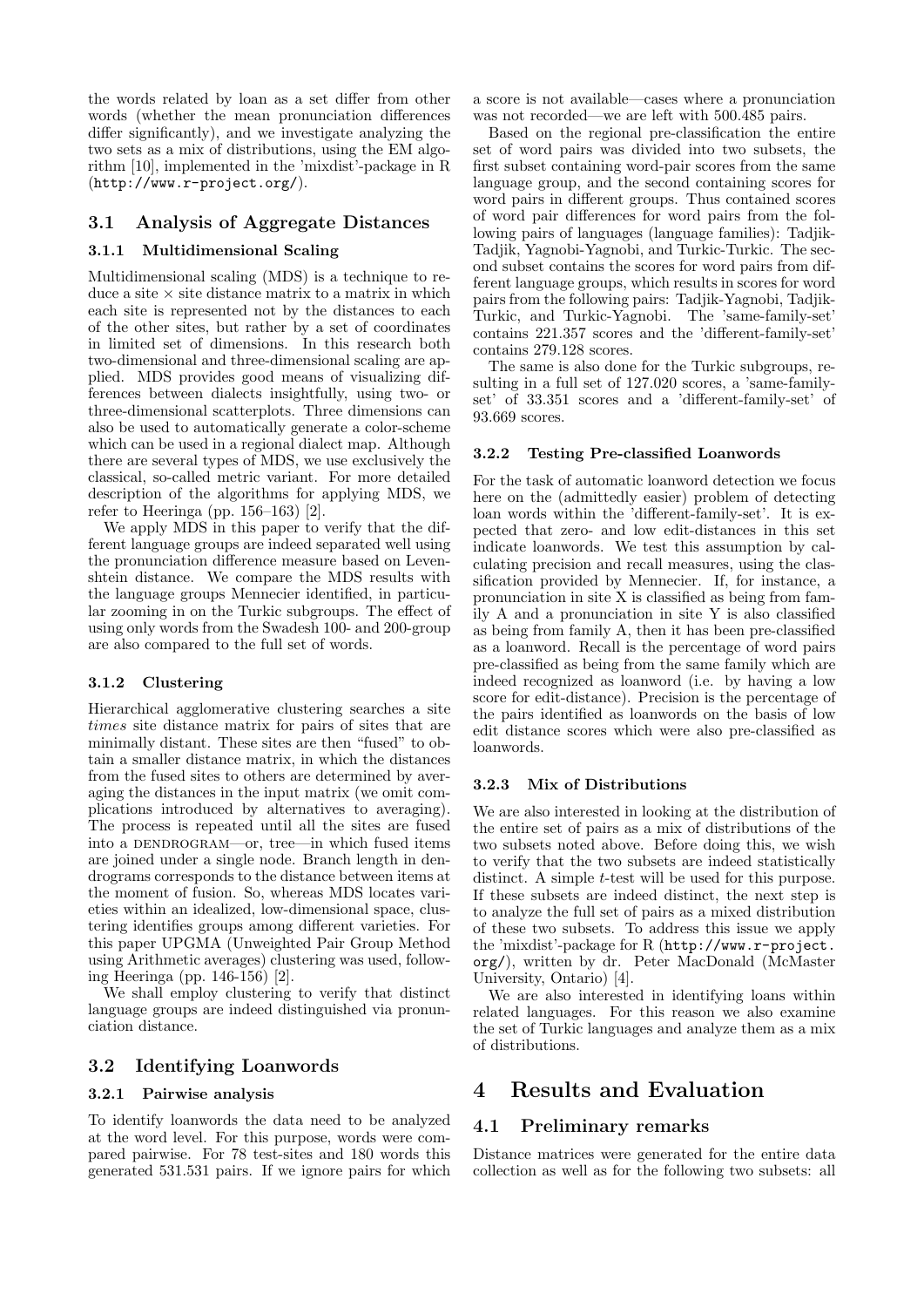the words related by loan as a set differ from other words (whether the mean pronunciation differences differ significantly), and we investigate analyzing the two sets as a mix of distributions, using the EM algorithm [10], implemented in the 'mixdist'-package in R (http://www.r-project.org/).

## 3.1 Analysis of Aggregate Distances

### 3.1.1 Multidimensional Scaling

Multidimensional scaling (MDS) is a technique to reduce a site × site distance matrix to a matrix in which each site is represented not by the distances to each of the other sites, but rather by a set of coordinates in limited set of dimensions. In this research both two-dimensional and three-dimensional scaling are applied. MDS provides good means of visualizing differences between dialects insightfully, using two- or three-dimensional scatterplots. Three dimensions can also be used to automatically generate a color-scheme which can be used in a regional dialect map. Although there are several types of MDS, we use exclusively the classical, so-called metric variant. For more detailed description of the algorithms for applying MDS, we refer to Heeringa (pp. 156–163) [2].

We apply MDS in this paper to verify that the different language groups are indeed separated well using the pronunciation difference measure based on Levenshtein distance. We compare the MDS results with the language groups Mennecier identified, in particular zooming in on the Turkic subgroups. The effect of using only words from the Swadesh 100- and 200-group are also compared to the full set of words.

### 3.1.2 Clustering

Hierarchical agglomerative clustering searches a site *times* site distance matrix for pairs of sites that are minimally distant. These sites are then "fused" to obtain a smaller distance matrix, in which the distances from the fused sites to others are determined by averaging the distances in the input matrix (we omit complications introduced by alternatives to averaging). The process is repeated until all the sites are fused into a DENDROGRAM—or, tree—in which fused items are joined under a single node. Branch length in dendrograms corresponds to the distance between items at the moment of fusion. So, whereas MDS locates varieties within an idealized, low-dimensional space, clustering identifies groups among different varieties. For this paper UPGMA (Unweighted Pair Group Method using Arithmetic averages) clustering was used, following Heeringa (pp. 146-156) [2].

We shall employ clustering to verify that distinct language groups are indeed distinguished via pronunciation distance.

## 3.2 Identifying Loanwords

### 3.2.1 Pairwise analysis

To identify loanwords the data need to be analyzed at the word level. For this purpose, words were compared pairwise. For 78 test-sites and 180 words this generated 531.531 pairs. If we ignore pairs for which a score is not available—cases where a pronunciation was not recorded—we are left with 500.485 pairs.

Based on the regional pre-classification the entire set of word pairs was divided into two subsets, the first subset containing word-pair scores from the same language group, and the second containing scores for word pairs in different groups. Thus contained scores of word pair differences for word pairs from the following pairs of languages (language families): Tadjik-Tadjik, Yagnobi-Yagnobi, and Turkic-Turkic. The second subset contains the scores for word pairs from different language groups, which results in scores for word pairs from the following pairs: Tadjik-Yagnobi, Tadjik-Turkic, and Turkic-Yagnobi. The 'same-family-set' contains 221.357 scores and the 'different-family-set' contains 279.128 scores.

The same is also done for the Turkic subgroups, resulting in a full set of 127.020 scores, a 'same-family-set' of 33.351 scores and a 'different-family-set' of 93.669 scores.

### 3.2.2 Testing Pre-classified Loanwords

For the task of automatic loanword detection we focus here on the (admittedly easier) problem of detecting loan words within the 'different-family-set'. It is expected that zero- and low edit-distances in this set indicate loanwords. We test this assumption by calculating precision and recall measures, using the classification provided by Mennecier. If, for instance, a pronunciation in site X is classified as being from family A and a pronunciation in site Y is also classified as being from family A, then it has been pre-classified as a loanword. Recall is the percentage of word pairs pre-classified as being from the same family which are indeed recognized as loanword (i.e. by having a low score for edit-distance). Precision is the percentage of the pairs identified as loanwords on the basis of low edit distance scores which were also pre-classified as loanwords.

### 3.2.3 Mix of Distributions

We are also interested in looking at the distribution of the entire set of pairs as a mix of distributions of the two subsets noted above. Before doing this, we wish to verify that the two subsets are indeed statistically distinct. A simple *t*-test will be used for this purpose. If these subsets are indeed distinct, the next step is to analyze the full set of pairs as a mixed distribution of these two subsets. To address this issue we apply the 'mixdist'-package for R (http://www.r-project.org/), written by dr. Peter MacDonald (McMaster University, Ontario) [4].

We are also interested in identifying loans within related languages. For this reason we also examine the set of Turkic languages and analyze them as a mix of distributions.

# 4 Results and Evaluation

## 4.1 Preliminary remarks

Distance matrices were generated for the entire data collection as well as for the following two subsets: all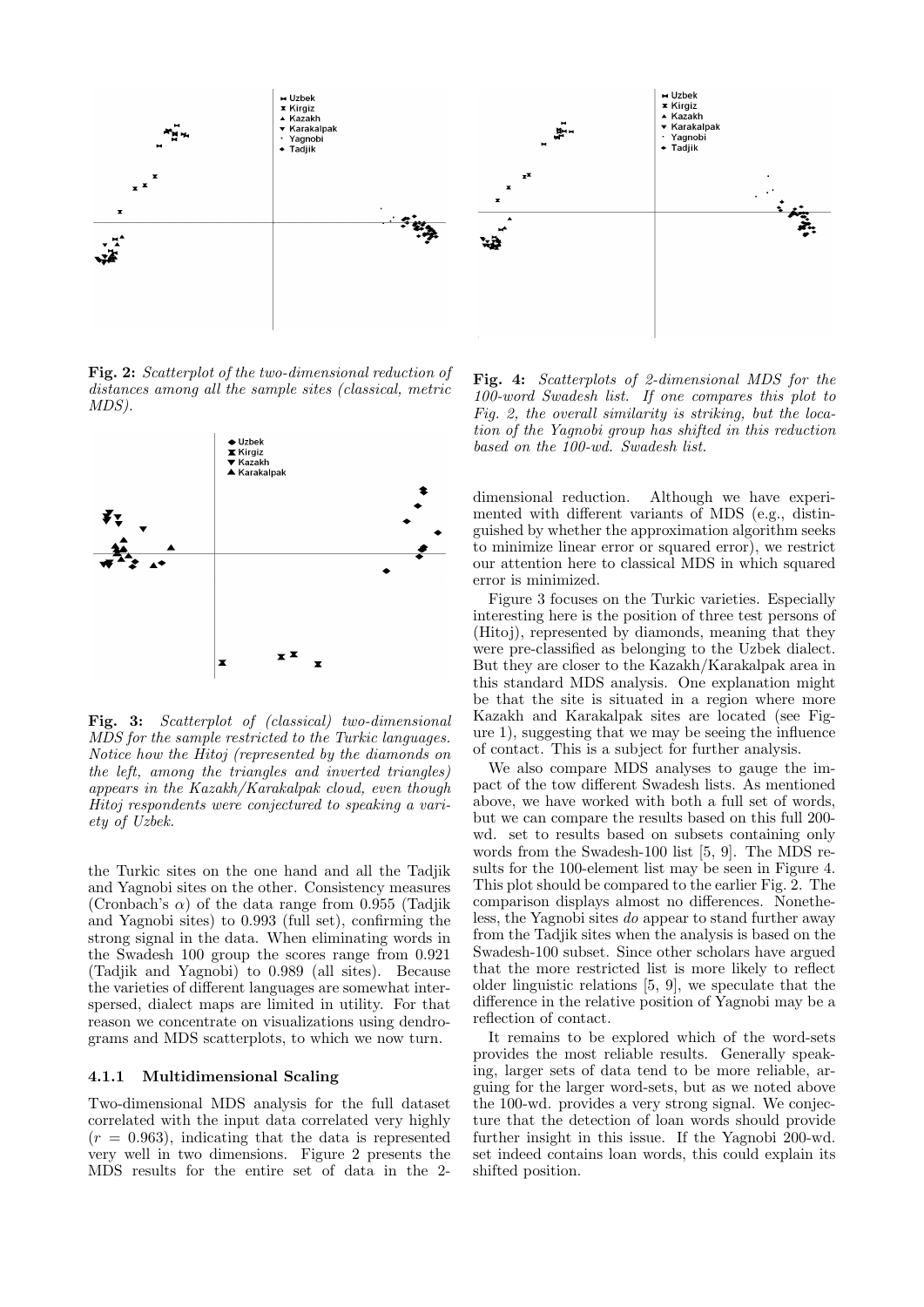**Fig. 2:** *Scatterplot of the two-dimensional reduction of distances among all the sample sites (classical, metric MDS).*

**Fig. 3:** *Scatterplot of (classical) two-dimensional MDS for the sample restricted to the Turkic languages. Notice how the Hitoj (represented by the diamonds on the left, among the triangles and inverted triangles) appears in the Kazakh/Karakalpak cloud, even though Hitoj respondents were conjectured to speaking a variety of Uzbek.*

the Turkic sites on the one hand and all the Tadjik and Yagnobi sites on the other. Consistency measures (Cronbach's $\alpha$) of the data range from 0.955 (Tadjik and Yagnobi sites) to 0.993 (full set), confirming the strong signal in the data. When eliminating words in the Swadesh 100 group the scores range from 0.921 (Tadjik and Yagnobi) to 0.989 (all sites). Because the varieties of different languages are somewhat interspersed, dialect maps are limited in utility. For that reason we concentrate on visualizations using dendrograms and MDS scatterplots, to which we now turn.

#### 4.1.1 Multidimensional Scaling

Two-dimensional MDS analysis for the full dataset correlated with the input data correlated very highly ($r = 0.963$), indicating that the data is represented very well in two dimensions. Figure 2 presents the MDS results for the entire set of data in the 2-dimensional reduction. Although we have experimented with different variants of MDS (e.g., distinguished by whether the approximation algorithm seeks to minimize linear error or squared error), we restrict our attention here to classical MDS in which squared error is minimized.

**Fig. 4:** *Scatterplots of 2-dimensional MDS for the 100-word Swadesh list. If one compares this plot to Fig. 2, the overall similarity is striking, but the location of the Yagnobi group has shifted in this reduction based on the 100-wd. Swadesh list.*

Figure 3 focuses on the Turkic varieties. Especially interesting here is the position of three test persons of (Hitoj), represented by diamonds, meaning that they were pre-classified as belonging to the Uzbek dialect. But they are closer to the Kazakh/Karakalpak area in this standard MDS analysis. One explanation might be that the site is situated in a region where more Kazakh and Karakalpak sites are located (see Figure 1), suggesting that we may be seeing the influence of contact. This is a subject for further analysis.

We also compare MDS analyses to gauge the impact of the tow different Swadesh lists. As mentioned above, we have worked with both a full set of words, but we can compare the results based on this full 200-wd. set to results based on subsets containing only words from the Swadesh-100 list [5, 9]. The MDS results for the 100-element list may be seen in Figure 4. This plot should be compared to the earlier Fig. 2. The comparison displays almost no differences. Nonetheless, the Yagnobi sites *do* appear to stand further away from the Tadjik sites when the analysis is based on the Swadesh-100 subset. Since other scholars have argued that the more restricted list is more likely to reflect older linguistic relations [5, 9], we speculate that the difference in the relative position of Yagnobi may be a reflection of contact.

It remains to be explored which of the word-sets provides the most reliable results. Generally speaking, larger sets of data tend to be more reliable, arguing for the larger word-sets, but as we noted above the 100-wd. provides a very strong signal. We conjecture that the detection of loan words should provide further insight in this issue. If the Yagnobi 200-wd. set indeed contains loan words, this could explain its shifted position.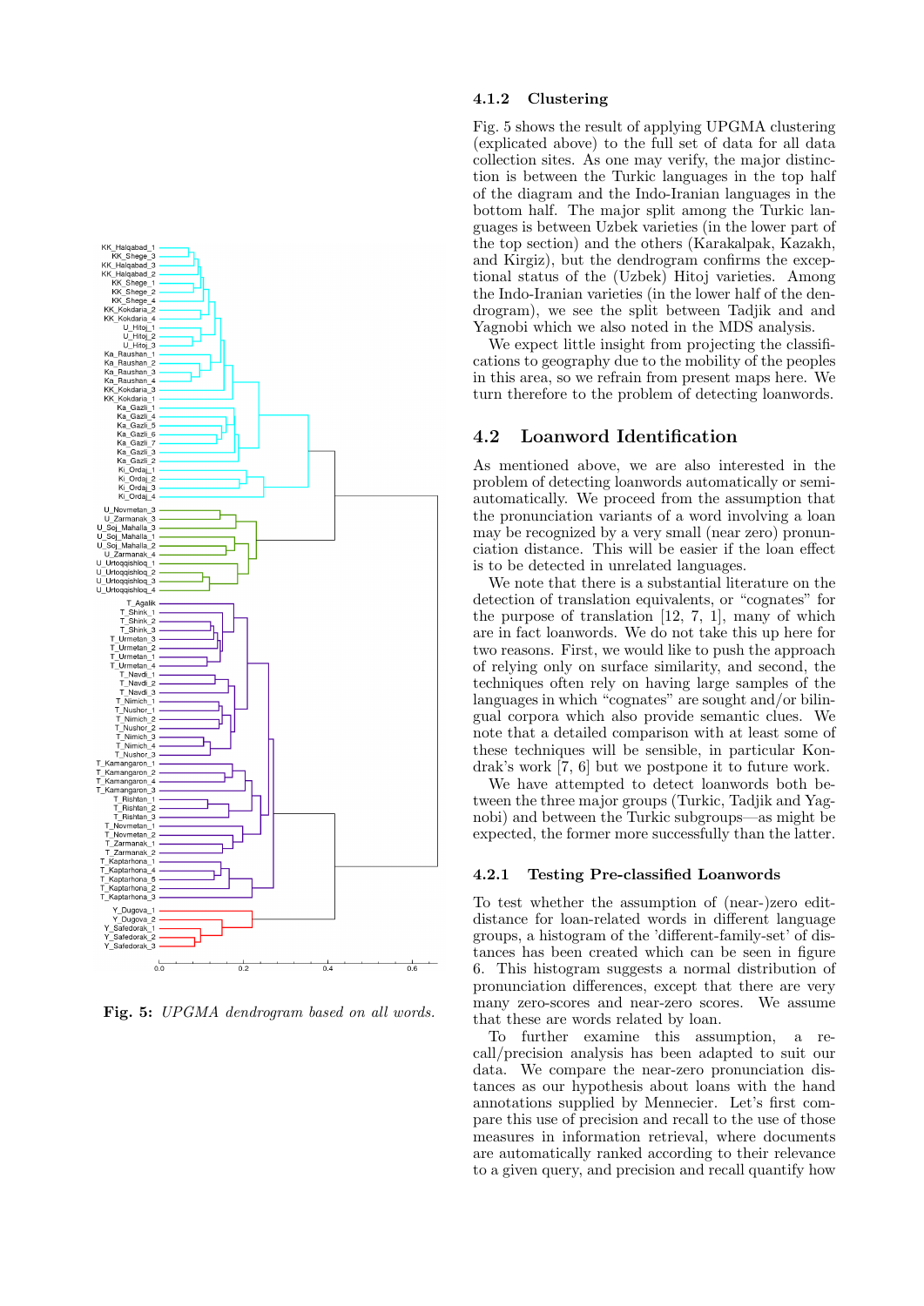Fig. 5: *UPGMA dendrogram based on all words.*

#### 4.1.2 Clustering

Fig. 5 shows the result of applying UPGMA clustering (explicated above) to the full set of data for all data collection sites. As one may verify, the major distinction is between the Turkic languages in the top half of the diagram and the Indo-Iranian languages in the bottom half. The major split among the Turkic languages is between Uzbek varieties (in the top section) and the others (Karakalpak, Kazakh, and Kirgiz), but the dendrogram confirms the exceptional status of the (Uzbek) Hitoj varieties. Among the Indo-Iranian varieties (in the lower half of the dendrogram), we see the split between Tadjik and and Yagnobi which we also noted in the MDS analysis.

We expect little insight from projecting the classifications to geography due to the mobility of the peoples in this area, so we refrain from present maps here. We turn therefore to the problem of detecting loanwords.

### 4.2 Loanword Identification

As mentioned above, we are also interested in the problem of detecting loanwords automatically or semi-automatically. We proceed from the assumption that the pronunciation variants of a word involving a loan may be recognized by a very small (near zero) pronunciation distance. This will be easier if the loan effect is to be detected in unrelated languages.

We note that there is a substantial literature on the detection of translation equivalents, or "cognates" for the purpose of translation [12, 7, 1], many of which are in fact loanwords. We do not take this up here for two reasons. First, we would like to push the approach of relying only on surface similarity, and second, the techniques often rely on having large samples of the languages in which "cognates" are sought and/or bilingual corpora which also provide semantic clues. We note that a detailed comparison with at least some of these techniques will be sensible, in particular Kondrak's work [7, 6] but we postpone it to future work.

We have attempted to detect loanwords both between the three major groups (Turkic, Tadjik and Yagnobi) and between the Turkic subgroups—as might be expected, the former more successfully than the latter.

#### 4.2.1 Testing Pre-classified Loanwords

To test whether the assumption of (near-)zero edit-distance for loan-related words in different language groups, a histogram of the 'different-family-set' of distances has been created which can be seen in figure 6. This histogram suggests a normal distribution of pronunciation differences, except that there are very many zero-scores and near-zero scores. We assume that these are words related by loan.

To further examine this assumption, a recall/precision analysis has been adapted to suit our data. We compare the near-zero pronunciation distances as our hypothesis about loans with the hand annotations supplied by Mennecier. Let's first compare this use of precision and recall to the use of those measures in information retrieval, where documents are automatically ranked according to their relevance to a given query, and precision and recall quantify how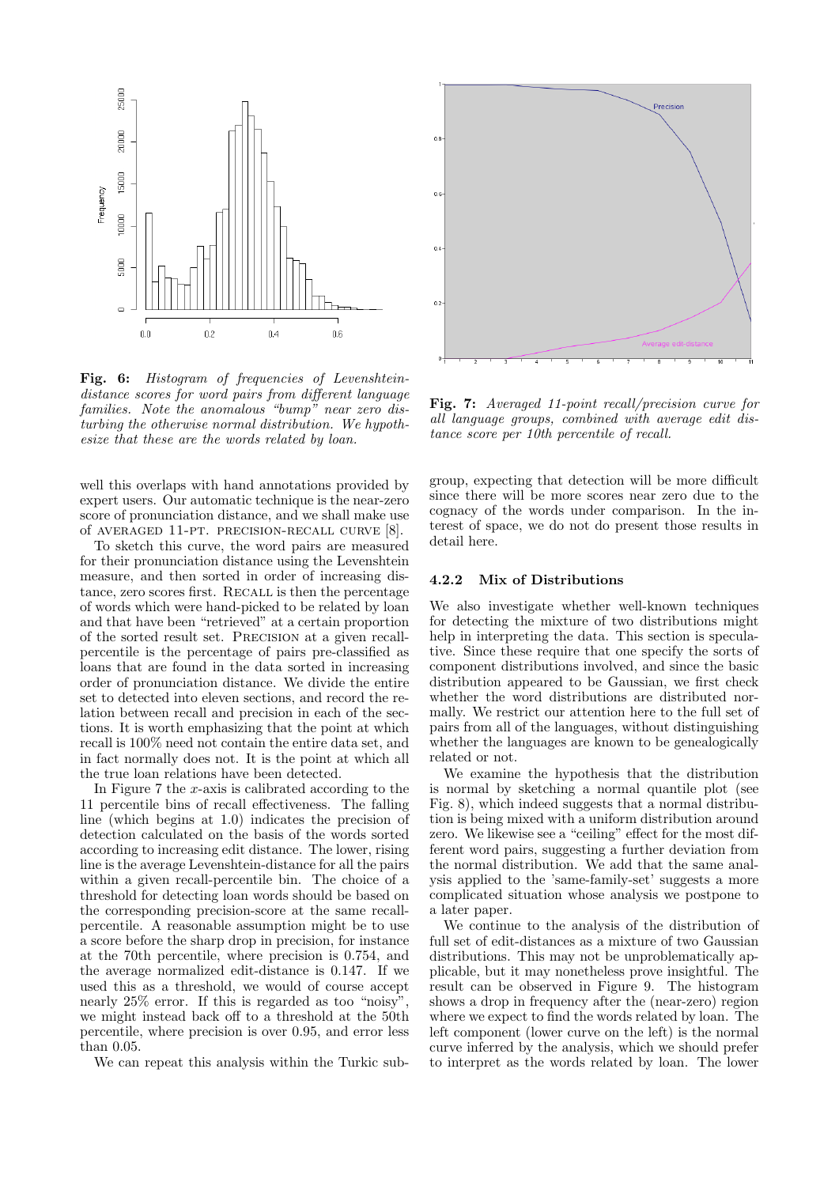**Fig. 6:** *Histogram of frequencies of Levenshtein-distance scores for word pairs from different language families. Note the anomalous "bump" near zero disturbing the otherwise normal distribution. We hypothesize that these are the words related by loan.*

**Fig. 7:** *Averaged 11-point recall/precision curve for all language groups, combined with average edit distance score per 10th percentile of recall.*

well this overlaps with hand annotations provided by expert users. Our automatic technique is the near-zero score of pronunciation distance, and we shall make use of AVERAGED 11-PT. PRECISION-RECALL CURVE [8].

To sketch this curve, the word pairs are measured for their pronunciation distance using the Levenshtein measure, and then sorted in order of increasing distance, zero scores first. RECALL is then the percentage of words which were hand-picked to be related by loan and that have been "retrieved" at a certain proportion of the sorted result set. PRECISION at a given recall-percentile is the percentage of pairs pre-classified as loans that are found in the data sorted in increasing order of pronunciation distance. We divide the entire set to detected into eleven sections, and record the relation between recall and precision in each of the sections. It is worth emphasizing that the point at which recall is 100% need not contain the entire data set, and in fact normally does not. It is the point at which all the true loan relations have been detected.

In Figure 7 the $x$-axis is calibrated according to the 11 percentile bins of recall effectiveness. The falling line (which begins at 1.0) indicates the precision of detection calculated on the basis of the words sorted according to increasing edit distance. The lower, rising line is the average Levenshtein-distance for all the pairs within a given recall-percentile bin. The choice of a threshold for detecting loan words should be based on the corresponding precision-score at the same recall-percentile. A reasonable assumption might be to use a score before the sharp drop in precision, for instance at the 70th percentile, where precision is 0.754, and the average normalized edit-distance is 0.147. If we used this as a threshold, we would of course accept nearly 25% error. If this is regarded as too "noisy", we might instead back off to a threshold at the 50th percentile, where precision is over 0.95, and error less than 0.05.

We can repeat this analysis within the Turkic subgroup, expecting that detection will be more difficult since there will be more scores near zero due to the cognacy of the words under comparison. In the interest of space, we do not do present those results in detail here.

### 4.2.2 Mix of Distributions

We also investigate whether well-known techniques for detecting the mixture of two distributions might help in interpreting the data. This section is speculative. Since these require that one specify the sorts of component distributions involved, and since the basic distribution appeared to be Gaussian, we first check whether the word distributions are distributed normally. We restrict our attention here to the full set of pairs from all of the languages, without distinguishing whether the languages are known to be genealogically related or not.

We examine the hypothesis that the distribution is normal by sketching a normal quantile plot (see Fig. 8), which indeed suggests that a normal distribution is being mixed with a uniform distribution around zero. We likewise see a "ceiling" effect for the most different word pairs, suggesting a further deviation from the normal distribution. We add that the same analysis applied to the 'same-family-set' suggests a more complicated situation whose analysis we postpone to a later paper.

We continue to the analysis of the distribution of full set of edit-distances as a mixture of two Gaussian distributions. This may not be unproblematically applicable, but it may nonetheless prove insightful. The result can be observed in Figure 9. The histogram shows a drop in frequency after the (near-zero) region where we expect to find the words related by loan. The left component (lower curve on the left) is the normal curve inferred by the analysis, which we should prefer to interpret as the words related by loan. The lower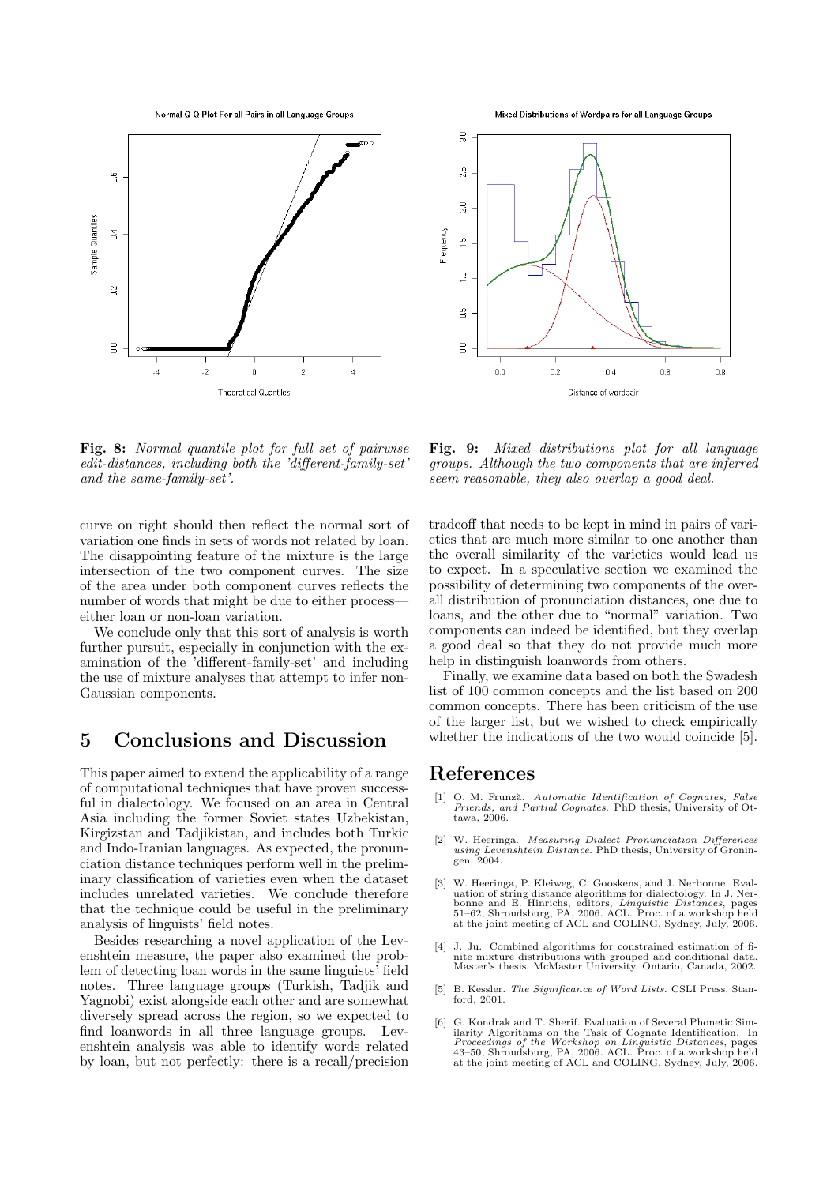**Fig. 8:** *Normal quantile plot for full set of pairwise edit-distances, including both the 'different-family-set' and the same-family-set'.*

**Fig. 9:** *Mixed distributions plot for all language groups. Although the two components that are inferred seem reasonable, they also overlap a good deal.*

curve on right should then reflect the normal sort of variation one finds in sets of words not related by loan. The disappointing feature of the mixture is the large intersection of the two component curves. The size of the area under both component curves reflects the number of words that might be due to either process—either loan or non-loan variation.

We conclude only that this sort of analysis is worth further pursuit, especially in conjunction with the examination of the 'different-family-set' and including the use of mixture analyses that attempt to infer non-Gaussian components.

## 5 Conclusions and Discussion

This paper aimed to extend the applicability of a range of computational techniques that have proven successful in dialectology. We focused on an area in Central Asia including the former Soviet states Uzbekistan, Kirgizstan and Tadjikistan, and includes both Turkic and Indo-Iranian languages. As expected, the pronunciation distance techniques perform well in the preliminary classification of varieties even when the dataset includes unrelated varieties. We conclude therefore that the technique could be useful in the preliminary analysis of linguists' field notes.

Besides researching a novel application of the Levenshtein measure, the paper also examined the problem of detecting loan words in the same linguists' field notes. Three language groups (Turkish, Tadjik and Yagnobi) exist alongside each other and are somewhat diversely spread across the region, so we expected to find loanwords in all three language groups. Levenshtein analysis was able to identify words related by loan, but not perfectly: there is a recall/precision tradeoff that needs to be kept in mind in pairs of varieties that are much more similar to one another than the overall similarity of the varieties would lead us to expect. In a speculative section we examined the possibility of determining two components of the overall distribution of pronunciation distances, one due to loans, and the other due to "normal" variation. Two components can indeed be identified, but they overlap a good deal so that they do not provide much more help in distinguish loanwords from others.

Finally, we examine data based on both the Swadesh list of 100 common concepts and the list based on 200 common concepts. There has been criticism of the use of the larger list, but we wished to check empirically whether the indications of the two would coincide [5].

## References

[1] O. M. Frunză. *Automatic Identification of Cognates, False Friends, and Partial Cognates.* PhD thesis, University of Ottawa, 2006.

[2] W. Heeringa. *Measuring Dialect Pronunciation Differences using Levenshtein Distance.* PhD thesis, University of Groningen, 2004.

[3] W. Heeringa, P. Kleiweg, C. Gooskens, and J. Nerbonne. Evaluation of string distance algorithms for dialectology. In J. Nerbonne and E. Hinrichs, editors, *Linguistic Distances*, pages 51–62, Shroudsburg, PA, 2006. ACL. Proc. of a workshop held at the joint meeting of ACL and COLING, Sydney, July, 2006.

[4] J. Ju. Combined algorithms for constrained estimation of finite mixture distributions with grouped and conditional data. Master's thesis, McMaster University, Ontario, Canada, 2002.

[5] B. Kessler. *The Significance of Word Lists.* CSLI Press, Stanford, 2001.

[6] G. Kondrak and T. Sherif. Evaluation of Several Phonetic Similarity Algorithms on the Task of Cognate Identification. In *Proceedings of the Workshop on Linguistic Distances*, pages 43–50, Shroudsburg, PA, 2006. ACL. Proc. of a workshop held at the joint meeting of ACL and COLING, Sydney, July, 2006.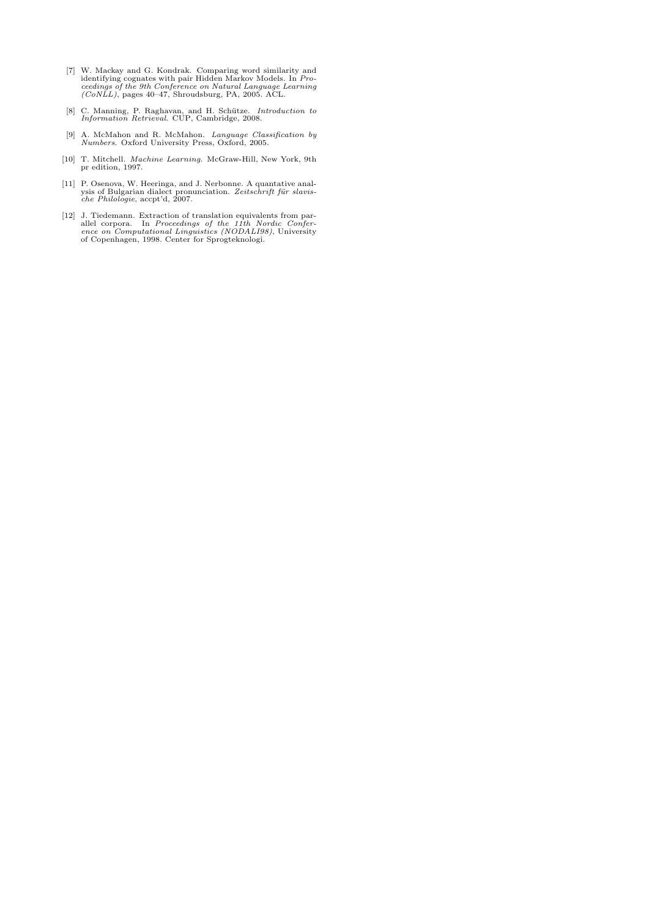[7] W. Mackay and G. Kondrak. Comparing word similarity and identifying cognates with pair Hidden Markov Models. In *Proceedings of the 9th Conference on Natural Language Learning (CoNLL)*, pages 40–47, Shroudsburg, PA, 2005. ACL.

[8] C. Manning, P. Raghavan, and H. Schütze. *Introduction to Information Retrieval*. CUP, Cambridge, 2008.

[9] A. McMahon and R. McMahon. *Language Classification by Numbers*. Oxford University Press, Oxford, 2005.

[10] T. Mitchell. *Machine Learning*. McGraw-Hill, New York, 9th pr edition, 1997.

[11] P. Osenova, W. Heeringa, and J. Nerbonne. A quantative analysis of Bulgarian dialect pronunciation. *Zeitschrift für slavische Philologie*, accpt'd, 2007.

[12] J. Tiedemann. Extraction of translation equivalents from parallel corpora. In *Proceedings of the 11th Nordic Conference on Computational Linguistics (NODALI98)*, University of Copenhagen, 1998. Center for Sprogteknologi.